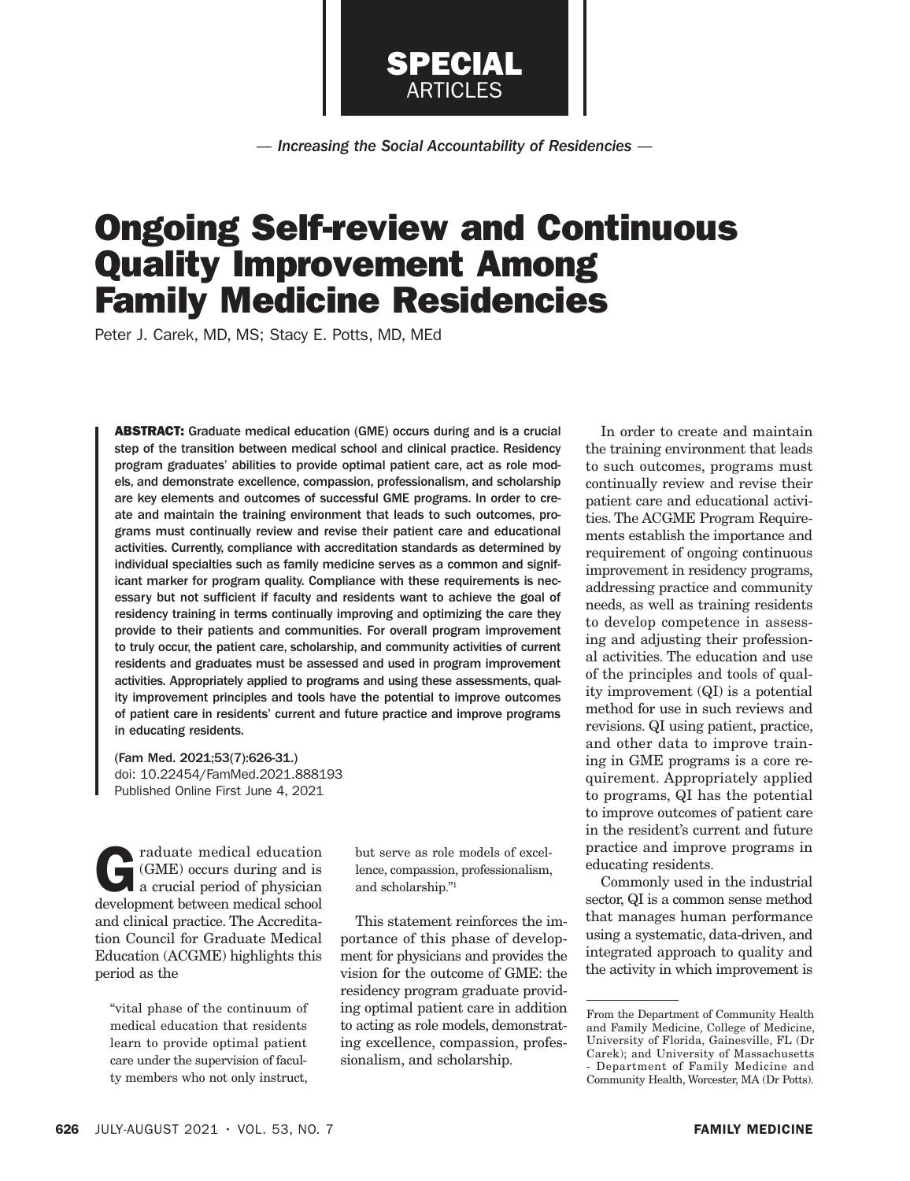SPECIAL ARTICLES

*— Increasing the Social Accountability of Residencies —*

# Ongoing Self-review and Continuous Quality Improvement Among Family Medicine Residencies

Peter J. Carek, MD, MS; Stacy E. Potts, MD, MEd

**ABSTRACT:** Graduate medical education (GME) occurs during and is a crucial step of the transition between medical school and clinical practice. Residency program graduates' abilities to provide optimal patient care, act as role models, and demonstrate excellence, compassion, professionalism, and scholarship are key elements and outcomes of successful GME programs. In order to create and maintain the training environment that leads to such outcomes, programs must continually review and revise their patient care and educational activities. Currently, compliance with accreditation standards as determined by individual specialties such as family medicine serves as a common and significant marker for program quality. Compliance with these requirements is necessary but not sufficient if faculty and residents want to achieve the goal of residency training in terms continually improving and optimizing the care they provide to their patients and communities. For overall program improvement to truly occur, the patient care, scholarship, and community activities of current residents and graduates must be assessed and used in program improvement activities. Appropriately applied to programs and using these assessments, quality improvement principles and tools have the potential to improve outcomes of patient care in residents' current and future practice and improve programs in educating residents.

(Fam Med. 2021;53(7):626-31.)
doi: 10.22454/FamMed.2021.888193
Published Online First June 4, 2021

Graduate medical education (GME) occurs during and is a crucial period of physician development between medical school and clinical practice. The Accreditation Council for Graduate Medical Education (ACGME) highlights this period as the

> "vital phase of the continuum of medical education that residents learn to provide optimal patient care under the supervision of faculty members who not only instruct, but serve as role models of excellence, compassion, professionalism, and scholarship."[1]

This statement reinforces the importance of this phase of development for physicians and provides the vision for the outcome of GME: the residency program graduate providing optimal patient care in addition to acting as role models, demonstrating excellence, compassion, professionalism, and scholarship.

In order to create and maintain the training environment that leads to such outcomes, programs must continually review and revise their patient care and educational activities. The ACGME Program Requirements establish the importance and requirement of ongoing continuous improvement in residency programs, addressing practice and community needs, as well as training residents to develop competence in assessing and adjusting their professional activities. The education and use of the principles and tools of quality improvement (QI) is a potential method for use in such reviews and revisions. QI using patient, practice, and other data to improve training in GME programs is a core requirement. Appropriately applied to programs, QI has the potential to improve outcomes of patient care in the resident's current and future practice and improve programs in educating residents.

Commonly used in the industrial sector, QI is a common sense method that manages human performance using a systematic, data-driven, and integrated approach to quality and the activity in which improvement is

From the Department of Community Health and Family Medicine, College of Medicine, University of Florida, Gainesville, FL (Dr Carek); and University of Massachusetts - Department of Family Medicine and Community Health, Worcester, MA (Dr Potts).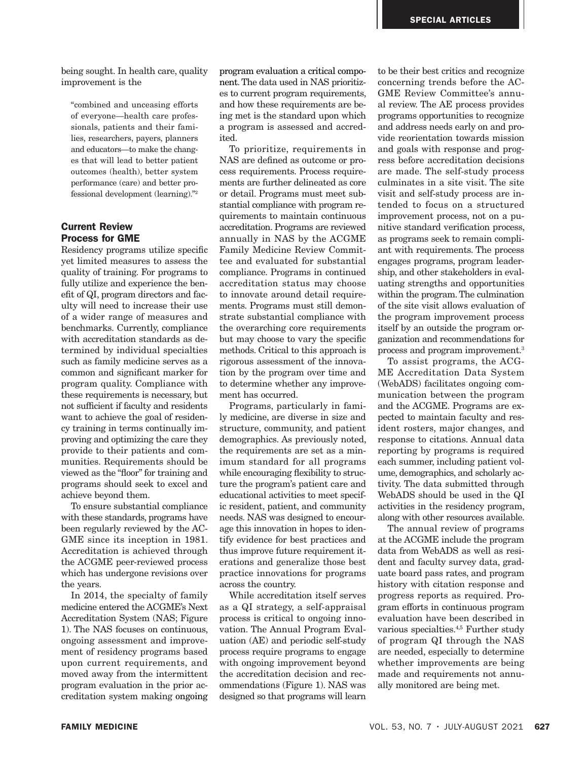being sought. In health care, quality improvement is the

> "combined and unceasing efforts of everyone—health care professionals, patients and their families, researchers, payers, planners and educators—to make the changes that will lead to better patient outcomes (health), better system performance (care) and better professional development (learning)."[2]

## Current Review Process for GME

Residency programs utilize specific yet limited measures to assess the quality of training. For programs to fully utilize and experience the benefit of QI, program directors and faculty will need to increase their use of a wider range of measures and benchmarks. Currently, compliance with accreditation standards as determined by individual specialties such as family medicine serves as a common and significant marker for program quality. Compliance with these requirements is necessary, but not sufficient if faculty and residents want to achieve the goal of residency training in terms continually improving and optimizing the care they provide to their patients and communities. Requirements should be viewed as the "floor" for training and programs should seek to excel and achieve beyond them.

To ensure substantial compliance with these standards, programs have been regularly reviewed by the ACGME since its inception in 1981. Accreditation is achieved through the ACGME peer-reviewed process which has undergone revisions over the years.

In 2014, the specialty of family medicine entered the ACGME's Next Accreditation System (NAS; Figure 1). The NAS focuses on continuous, ongoing assessment and improvement of residency programs based upon current requirements, and moved away from the intermittent program evaluation in the prior accreditation system making ongoing program evaluation a critical component. The data used in NAS prioritizes to current program requirements, and how these requirements are being met is the standard upon which a program is assessed and accredited.

To prioritize, requirements in NAS are defined as outcome or process requirements. Process requirements are further delineated as core or detail. Programs must meet substantial compliance with program requirements to maintain continuous accreditation. Programs are reviewed annually in NAS by the ACGME Family Medicine Review Committee and evaluated for substantial compliance. Programs in continued accreditation status may choose to innovate around detail requirements. Programs must still demonstrate substantial compliance with the overarching core requirements but may choose to vary the specific methods. Critical to this approach is rigorous assessment of the innovation by the program over time and to determine whether any improvement has occurred.

Programs, particularly in family medicine, are diverse in size and structure, community, and patient demographics. As previously noted, the requirements are set as a minimum standard for all programs while encouraging flexibility to structure the program's patient care and educational activities to meet specific resident, patient, and community needs. NAS was designed to encourage this innovation in hopes to identify evidence for best practices and thus improve future requirement iterations and generalize those best practice innovations for programs across the country.

While accreditation itself serves as a QI strategy, a self-appraisal process is critical to ongoing innovation. The Annual Program Evaluation (AE) and periodic self-study process require programs to engage with ongoing improvement beyond the accreditation decision and recommendations (Figure 1). NAS was designed so that programs will learn to be their best critics and recognize concerning trends before the ACGME Review Committee's annual review. The AE process provides programs opportunities to recognize and address needs early on and provide reorientation towards mission and goals with response and progress before accreditation decisions are made. The self-study process culminates in a site visit. The site visit and self-study process are intended to focus on a structured improvement process, not on a punitive standard verification process, as programs seek to remain compliant with requirements. The process engages programs, program leadership, and other stakeholders in evaluating strengths and opportunities within the program. The culmination of the site visit allows evaluation of the program improvement process itself by an outside the program organization and recommendations for process and program improvement.[3]

To assist programs, the ACGME Accreditation Data System (WebADS) facilitates ongoing communication between the program and the ACGME. Programs are expected to maintain faculty and resident rosters, major changes, and response to citations. Annual data reporting by programs is required each summer, including patient volume, demographics, and scholarly activity. The data submitted through WebADS should be used in the QI activities in the residency program, along with other resources available.

The annual review of programs at the ACGME include the program data from WebADS as well as resident and faculty survey data, graduate board pass rates, and program history with citation response and progress reports as required. Program efforts in continuous program evaluation have been described in various specialties.[4,5] Further study of program QI through the NAS are needed, especially to determine whether improvements are being made and requirements not annually monitored are being met.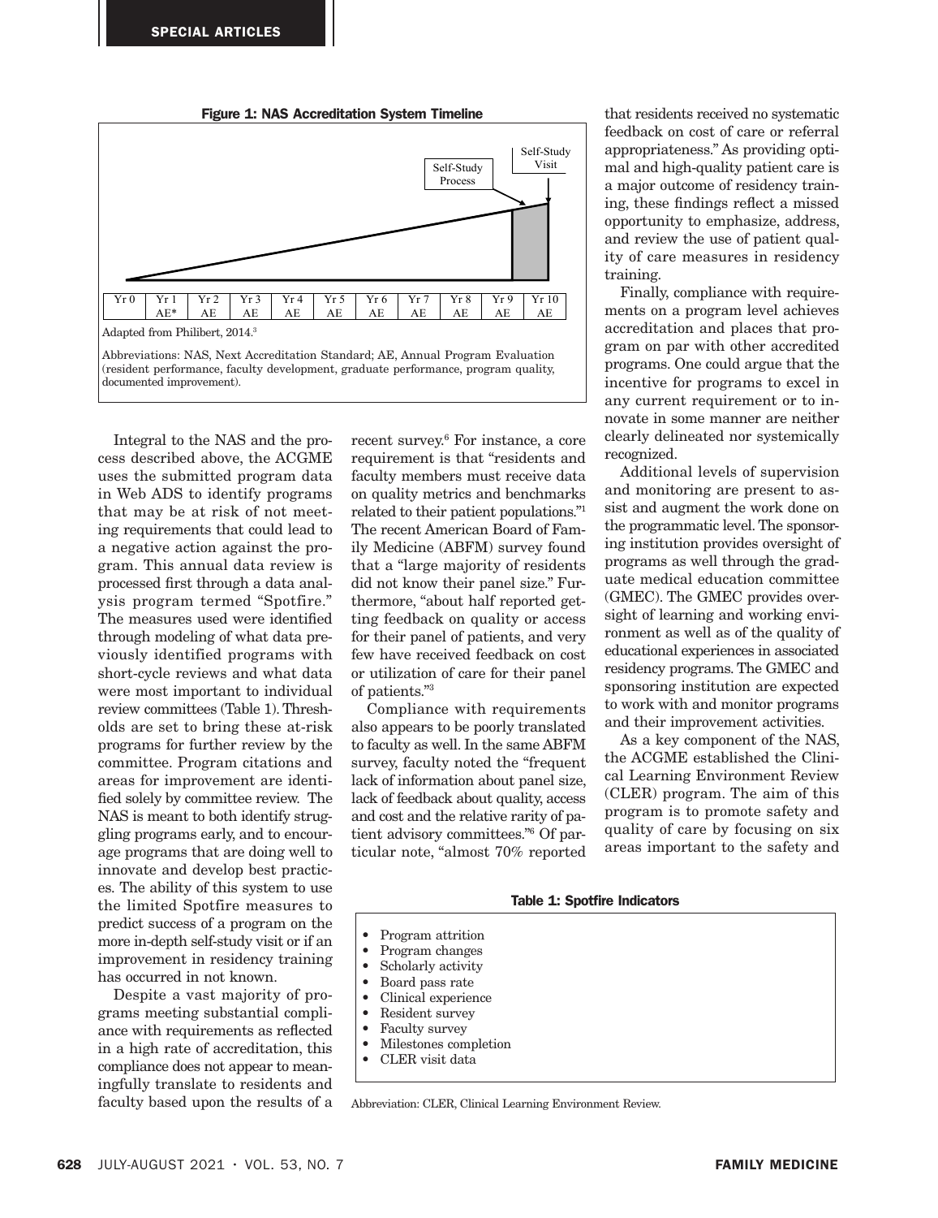**Figure 1: NAS Accreditation System Timeline**

| Yr 0 | Yr 1 | Yr 2 | Yr 3 | Yr 4 | Yr 5 | Yr 6 | Yr 7 | Yr 8 | Yr 9 | Yr 10 |
|---|---|---|---|---|---|---|---|---|---|---|
| | AE* | AE | AE | AE | AE | AE | AE | AE | AE | AE |

Self-Study Process → Self-Study Visit

Adapted from Philibert, 2014.[3]

Abbreviations: NAS, Next Accreditation Standard; AE, Annual Program Evaluation (resident performance, faculty development, graduate performance, program quality, documented improvement).

Integral to the NAS and the process described above, the ACGME uses the submitted program data in Web ADS to identify programs that may be at risk of not meeting requirements that could lead to a negative action against the program. This annual data review is processed first through a data analysis program termed "Spotfire." The measures used were identified through modeling of what data previously identified programs with short-cycle reviews and what data were most important to individual review committees (Table 1). Thresholds are set to bring these at-risk programs for further review by the committee. Program citations and areas for improvement are identified solely by committee review. The NAS is meant to both identify struggling programs early, and to encourage programs that are doing well to innovate and develop best practices. The ability of this system to use the limited Spotfire measures to predict success of a program on the more in-depth self-study visit or if an improvement in residency training has occurred in not known.

Despite a vast majority of programs meeting substantial compliance with requirements as reflected in a high rate of accreditation, this compliance does not appear to meaningfully translate to residents and faculty based upon the results of a recent survey.[6] For instance, a core requirement is that "residents and faculty members must receive data on quality metrics and benchmarks related to their patient populations."[1] The recent American Board of Family Medicine (ABFM) survey found that a "large majority of residents did not know their panel size." Furthermore, "about half reported getting feedback on quality or access for their panel of patients, and very few have received feedback on cost or utilization of care for their panel of patients."[3]

Compliance with requirements also appears to be poorly translated to faculty as well. In the same ABFM survey, faculty noted the "frequent lack of information about panel size, lack of feedback about quality, access and cost and the relative rarity of patient advisory committees."[6] Of particular note, "almost 70% reported that residents received no systematic feedback on cost of care or referral appropriateness." As providing optimal and high-quality patient care is a major outcome of residency training, these findings reflect a missed opportunity to emphasize, address, and review the use of patient quality of care measures in residency training.

Finally, compliance with requirements on a program level achieves accreditation and places that program on par with other accredited programs. One could argue that the incentive for programs to excel in any current requirement or to innovate in some manner are neither clearly delineated nor systemically recognized.

Additional levels of supervision and monitoring are present to assist and augment the work done on the programmatic level. The sponsoring institution provides oversight of programs as well through the graduate medical education committee (GMEC). The GMEC provides oversight of learning and working environment as well as of the quality of educational experiences in associated residency programs. The GMEC and sponsoring institution are expected to work with and monitor programs and their improvement activities.

As a key component of the NAS, the ACGME established the Clinical Learning Environment Review (CLER) program. The aim of this program is to promote safety and quality of care by focusing on six areas important to the safety and

**Table 1: Spotfire Indicators**

- Program attrition
- Program changes
- Scholarly activity
- Board pass rate
- Clinical experience
- Resident survey
- Faculty survey
- Milestones completion
- CLER visit data

Abbreviation: CLER, Clinical Learning Environment Review.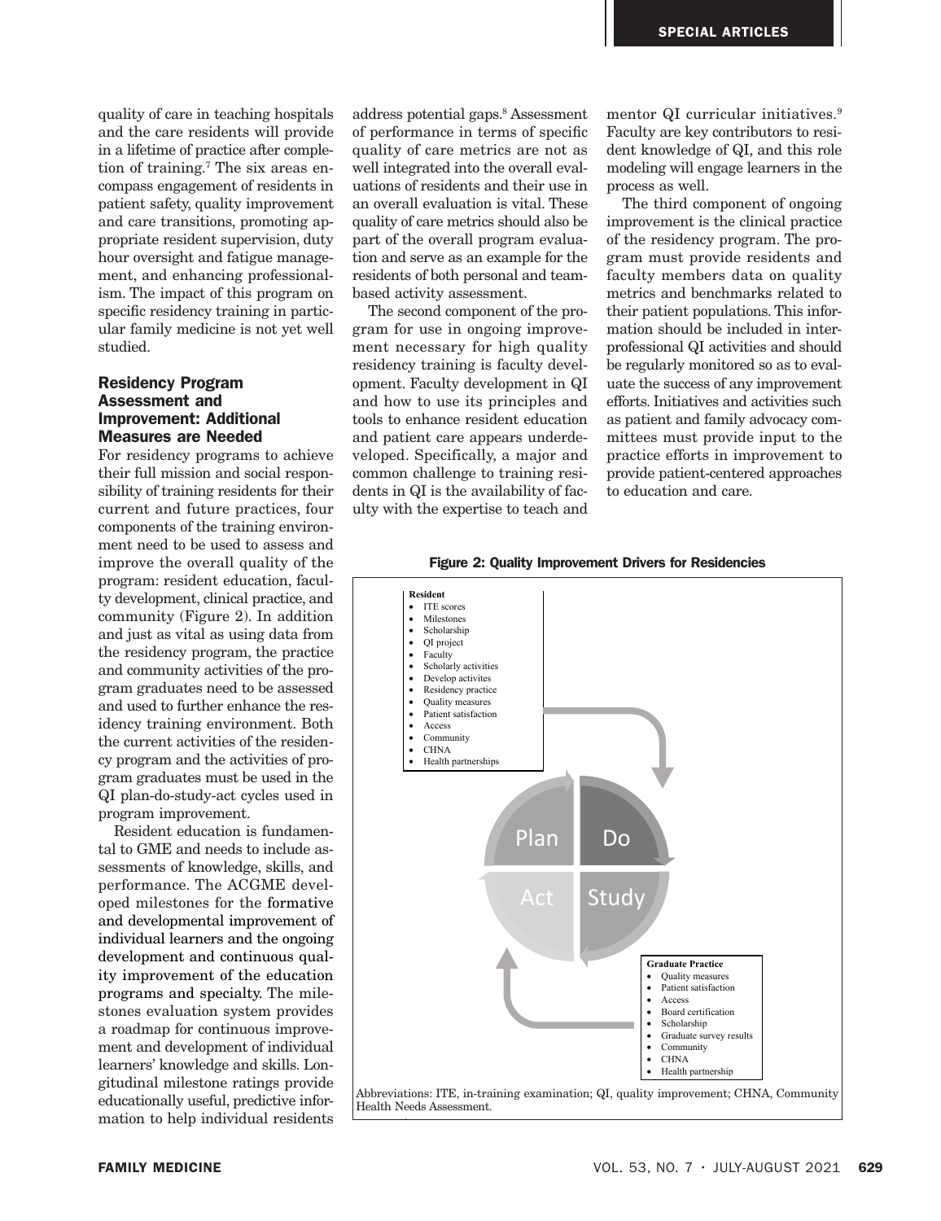quality of care in teaching hospitals and the care residents will provide in a lifetime of practice after completion of training.[7] The six areas encompass engagement of residents in patient safety, quality improvement and care transitions, promoting appropriate resident supervision, duty hour oversight and fatigue management, and enhancing professionalism. The impact of this program on specific residency training in particular family medicine is not yet well studied.

## Residency Program Assessment and Improvement: Additional Measures are Needed

For residency programs to achieve their full mission and social responsibility of training residents for their current and future practices, four components of the training environment need to be used to assess and improve the overall quality of the program: resident education, faculty development, clinical practice, and community (Figure 2). In addition and just as vital as using data from the residency program, the practice and community activities of the program graduates need to be assessed and used to further enhance the residency training environment. Both the current activities of the residency program and the activities of program graduates must be used in the QI plan-do-study-act cycles used in program improvement.

Resident education is fundamental to GME and needs to include assessments of knowledge, skills, and performance. The ACGME developed milestones for the formative and developmental improvement of individual learners and the ongoing development and continuous quality improvement of the education programs and specialty. The milestones evaluation system provides a roadmap for continuous improvement and development of individual learners' knowledge and skills. Longitudinal milestone ratings provide educationally useful, predictive information to help individual residents address potential gaps.[8] Assessment of performance in terms of specific quality of care metrics are not as well integrated into the overall evaluations of residents and their use in an overall evaluation is vital. These quality of care metrics should also be part of the overall program evaluation and serve as an example for the residents of both personal and team-based activity assessment.

The second component of the program for use in ongoing improvement necessary for high quality residency training is faculty development. Faculty development in QI and how to use its principles and tools to enhance resident education and patient care appears underdeveloped. Specifically, a major and common challenge to training residents in QI is the availability of faculty with the expertise to teach and mentor QI curricular initiatives.[9] Faculty are key contributors to resident knowledge of QI, and this role modeling will engage learners in the process as well.

The third component of ongoing improvement is the clinical practice of the residency program. The program must provide residents and faculty members data on quality metrics and benchmarks related to their patient populations. This information should be included in interprofessional QI activities and should be regularly monitored so as to evaluate the success of any improvement efforts. Initiatives and activities such as patient and family advocacy committees must provide input to the practice efforts in improvement to provide patient-centered approaches to education and care.

**Figure 2: Quality Improvement Drivers for Residencies**

**Resident**
- ITE scores
- Milestones
- Scholarship
- QI project
- Faculty
- Scholarly activities
- Develop activites
- Residency practice
- Quality measures
- Patient satisfaction
- Access
- Community
- CHNA
- Health partnerships

Plan — Do — Study — Act

**Graduate Practice**
- Quality measures
- Patient satisfaction
- Access
- Board certification
- Scholarship
- Graduate survey results
- Community
- CHNA
- Health partnership

Abbreviations: ITE, in-training examination; QI, quality improvement; CHNA, Community Health Needs Assessment.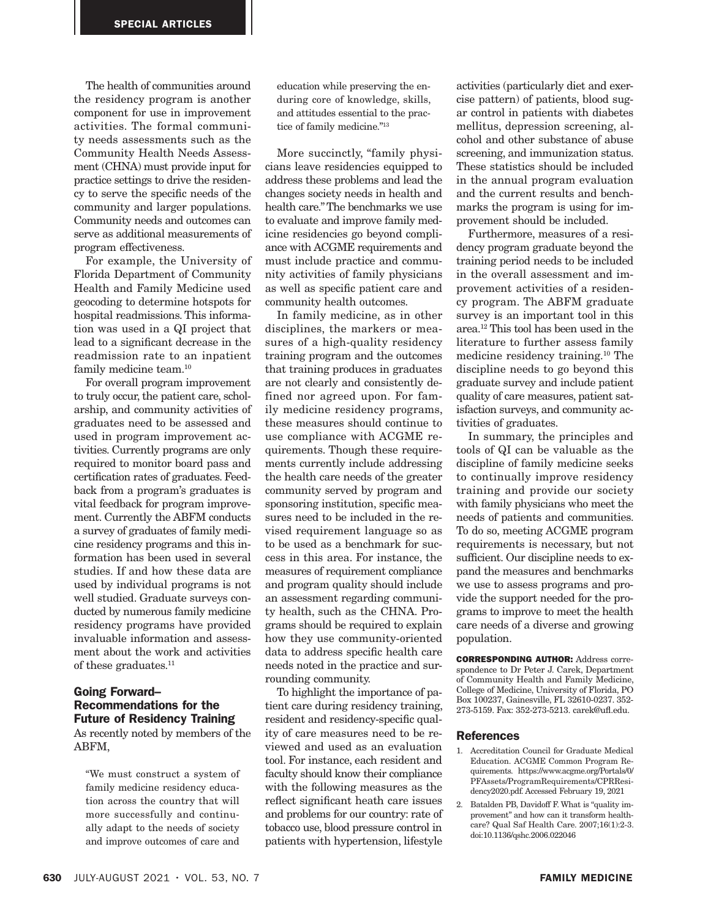The health of communities around the residency program is another component for use in improvement activities. The formal community needs assessments such as the Community Health Needs Assessment (CHNA) must provide input for practice settings to drive the residency to serve the specific needs of the community and larger populations. Community needs and outcomes can serve as additional measurements of program effectiveness.

For example, the University of Florida Department of Community Health and Family Medicine used geocoding to determine hotspots for hospital readmissions. This information was used in a QI project that lead to a significant decrease in the readmission rate to an inpatient family medicine team.[10]

For overall program improvement to truly occur, the patient care, scholarship, and community activities of graduates need to be assessed and used in program improvement activities. Currently programs are only required to monitor board pass and certification rates of graduates. Feedback from a program's graduates is vital feedback for program improvement. Currently the ABFM conducts a survey of graduates of family medicine residency programs and this information has been used in several studies. If and how these data are used by individual programs is not well studied. Graduate surveys conducted by numerous family medicine residency programs have provided invaluable information and assessment about the work and activities of these graduates.[11]

## Going Forward–Recommendations for the Future of Residency Training

As recently noted by members of the ABFM,

> "We must construct a system of family medicine residency education across the country that will more successfully and continually adapt to the needs of society and improve outcomes of care and education while preserving the enduring core of knowledge, skills, and attitudes essential to the practice of family medicine."[13]

More succinctly, "family physicians leave residencies equipped to address these problems and lead the changes society needs in health and health care." The benchmarks we use to evaluate and improve family medicine residencies go beyond compliance with ACGME requirements and must include practice and community activities of family physicians as well as specific patient care and community health outcomes.

In family medicine, as in other disciplines, the markers or measures of a high-quality residency training program and the outcomes that training produces in graduates are not clearly and consistently defined nor agreed upon. For family medicine residency programs, these measures should continue to use compliance with ACGME requirements. Though these requirements currently include addressing the health care needs of the greater community served by program and sponsoring institution, specific measures need to be included in the revised requirement language so as to be used as a benchmark for success in this area. For instance, the measures of requirement compliance and program quality should include an assessment regarding community health, such as the CHNA. Programs should be required to explain how they use community-oriented data to address specific health care needs noted in the practice and surrounding community.

To highlight the importance of patient care during residency training, resident and residency-specific quality of care measures need to be reviewed and used as an evaluation tool. For instance, each resident and faculty should know their compliance with the following measures as the reflect significant heath care issues and problems for our country: rate of tobacco use, blood pressure control in patients with hypertension, lifestyle activities (particularly diet and exercise pattern) of patients, blood sugar control in patients with diabetes mellitus, depression screening, alcohol and other substance of abuse screening, and immunization status. These statistics should be included in the annual program evaluation and the current results and benchmarks the program is using for improvement should be included.

Furthermore, measures of a residency program graduate beyond the training period needs to be included in the overall assessment and improvement activities of a residency program. The ABFM graduate survey is an important tool in this area.[12] This tool has been used in the literature to further assess family medicine residency training.[10] The discipline needs to go beyond this graduate survey and include patient quality of care measures, patient satisfaction surveys, and community activities of graduates.

In summary, the principles and tools of QI can be valuable as the discipline of family medicine seeks to continually improve residency training and provide our society with family physicians who meet the needs of patients and communities. To do so, meeting ACGME program requirements is necessary, but not sufficient. Our discipline needs to expand the measures and benchmarks we use to assess programs and provide the support needed for the programs to improve to meet the health care needs of a diverse and growing population.

**CORRESPONDING AUTHOR:** Address correspondence to Dr Peter J. Carek, Department of Community Health and Family Medicine, College of Medicine, University of Florida, PO Box 100237, Gainesville, FL 32610-0237. 352-273-5159. Fax: 352-273-5213. carek@ufl.edu.

## References

1. Accreditation Council for Graduate Medical Education. ACGME Common Program Requirements. https://www.acgme.org/Portals/0/PFAssets/ProgramRequirements/CPRResidency2020.pdf. Accessed February 19, 2021
2. Batalden PB, Davidoff F. What is "quality improvement" and how can it transform healthcare? Qual Saf Health Care. 2007;16(1):2-3. doi:10.1136/qshc.2006.022046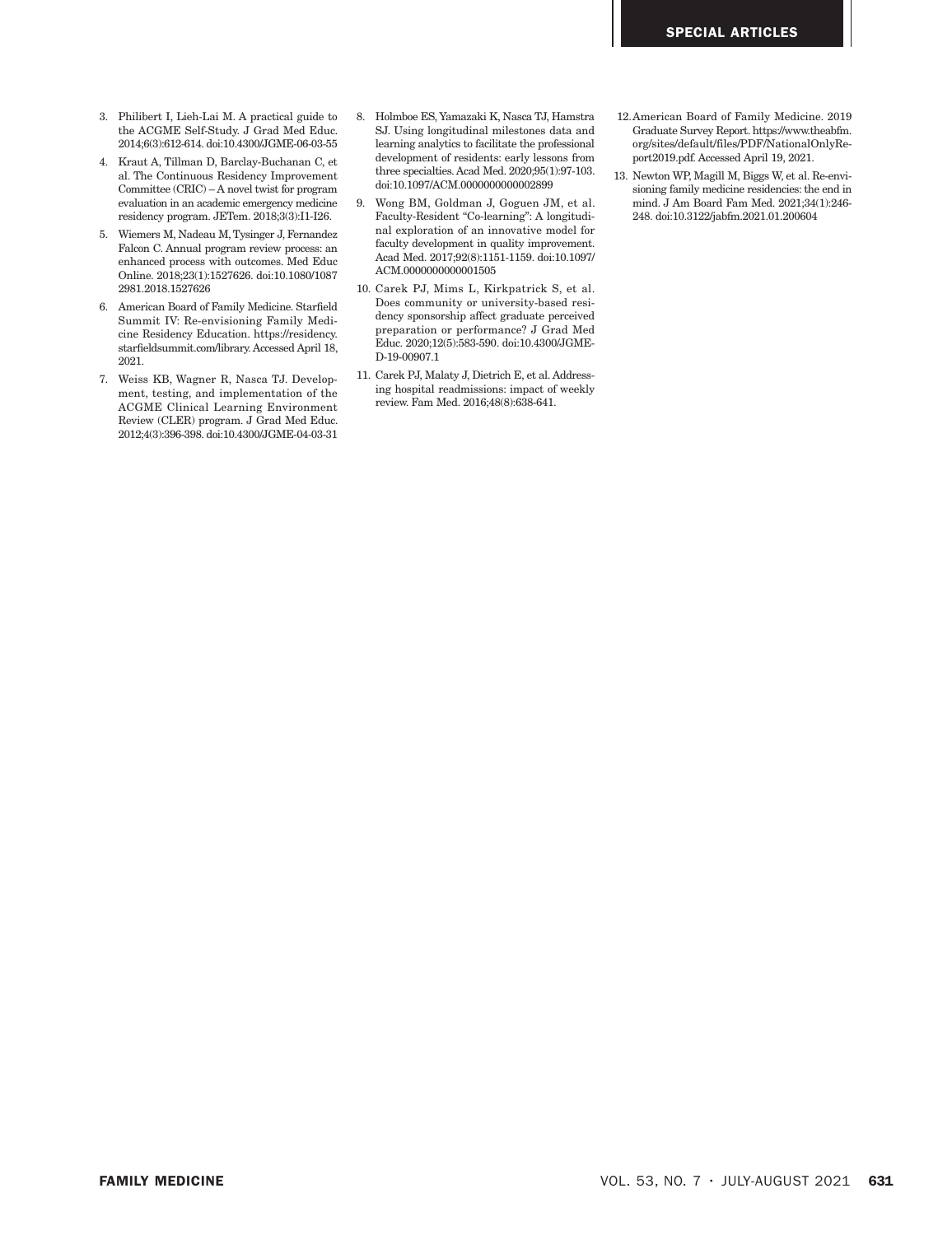3. Philibert I, Lieh-Lai M. A practical guide to the ACGME Self-Study. J Grad Med Educ. 2014;6(3):612-614. doi:10.4300/JGME-06-03-55
4. Kraut A, Tillman D, Barclay-Buchanan C, et al. The Continuous Residency Improvement Committee (CRIC) – A novel twist for program evaluation in an academic emergency medicine residency program. JETem. 2018;3(3):I1-I26.
5. Wiemers M, Nadeau M, Tysinger J, Fernandez Falcon C. Annual program review process: an enhanced process with outcomes. Med Educ Online. 2018;23(1):1527626. doi:10.1080/10872981.2018.1527626
6. American Board of Family Medicine. Starfield Summit IV: Re-envisioning Family Medicine Residency Education. https://residency.starfieldsummit.com/library. Accessed April 18, 2021.
7. Weiss KB, Wagner R, Nasca TJ. Development, testing, and implementation of the ACGME Clinical Learning Environment Review (CLER) program. J Grad Med Educ. 2012;4(3):396-398. doi:10.4300/JGME-04-03-31
8. Holmboe ES, Yamazaki K, Nasca TJ, Hamstra SJ. Using longitudinal milestones data and learning analytics to facilitate the professional development of residents: early lessons from three specialties. Acad Med. 2020;95(1):97-103. doi:10.1097/ACM.0000000000002899
9. Wong BM, Goldman J, Goguen JM, et al. Faculty-Resident "Co-learning": A longitudinal exploration of an innovative model for faculty development in quality improvement. Acad Med. 2017;92(8):1151-1159. doi:10.1097/ACM.0000000000001505
10. Carek PJ, Mims L, Kirkpatrick S, et al. Does community or university-based residency sponsorship affect graduate perceived preparation or performance? J Grad Med Educ. 2020;12(5):583-590. doi:10.4300/JGME-D-19-00907.1
11. Carek PJ, Malaty J, Dietrich E, et al. Addressing hospital readmissions: impact of weekly review. Fam Med. 2016;48(8):638-641.
12. American Board of Family Medicine. 2019 Graduate Survey Report. https://www.theabfm.org/sites/default/files/PDF/NationalOnlyReport2019.pdf. Accessed April 19, 2021.
13. Newton WP, Magill M, Biggs W, et al. Re-envisioning family medicine residencies: the end in mind. J Am Board Fam Med. 2021;34(1):246-248. doi:10.3122/jabfm.2021.01.200604